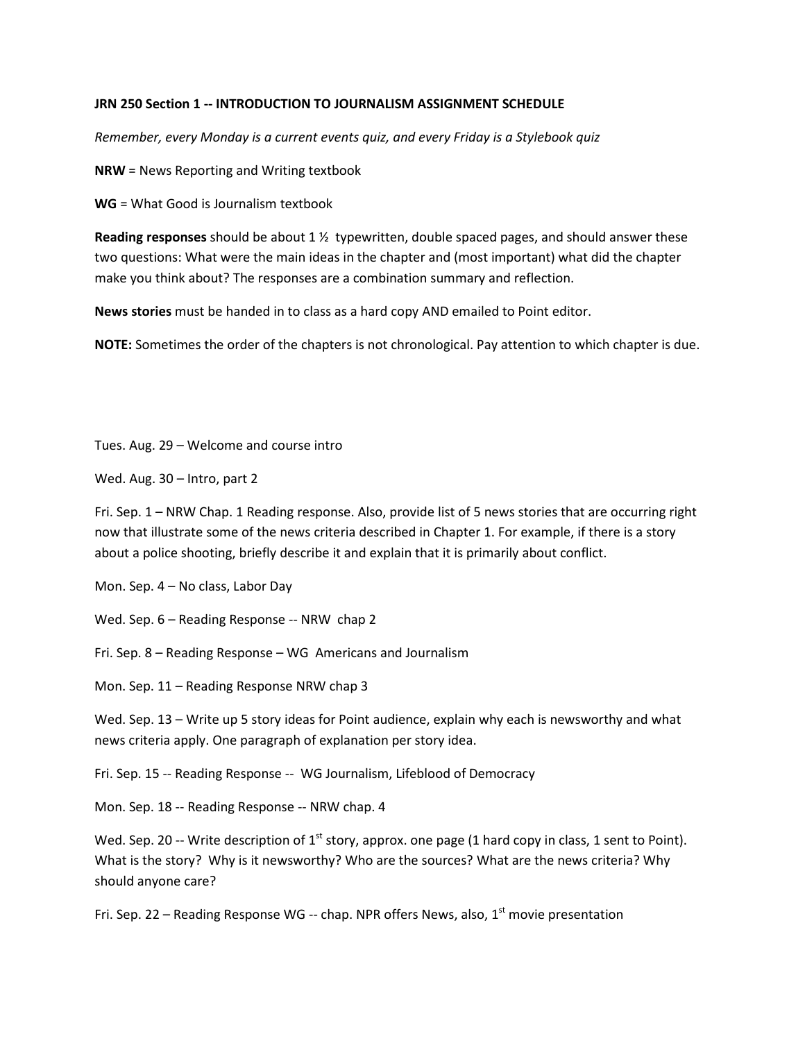**JRN 250 Section 1 -- INTRODUCTION TO JOURNALISM ASSIGNMENT SCHEDULE**

*Remember, every Monday is a current events quiz, and every Friday is a Stylebook quiz*

**NRW** = News Reporting and Writing textbook

**WG** = What Good is Journalism textbook

**Reading responses** should be about 1 ½ typewritten, double spaced pages, and should answer these two questions: What were the main ideas in the chapter and (most important) what did the chapter make you think about? The responses are a combination summary and reflection.

**News stories** must be handed in to class as a hard copy AND emailed to Point editor.

**NOTE:** Sometimes the order of the chapters is not chronological. Pay attention to which chapter is due.

Tues. Aug. 29 – Welcome and course intro

Wed. Aug. 30 – Intro, part 2

Fri. Sep. 1 – NRW Chap. 1 Reading response. Also, provide list of 5 news stories that are occurring right now that illustrate some of the news criteria described in Chapter 1. For example, if there is a story about a police shooting, briefly describe it and explain that it is primarily about conflict.

Mon. Sep. 4 – No class, Labor Day

Wed. Sep. 6 – Reading Response -- NRW chap 2

Fri. Sep. 8 – Reading Response – WG Americans and Journalism

Mon. Sep. 11 – Reading Response NRW chap 3

Wed. Sep. 13 – Write up 5 story ideas for Point audience, explain why each is newsworthy and what news criteria apply. One paragraph of explanation per story idea.

Fri. Sep. 15 -- Reading Response -- WG Journalism, Lifeblood of Democracy

Mon. Sep. 18 -- Reading Response -- NRW chap. 4

Wed. Sep. 20 -- Write description of 1st story, approx. one page (1 hard copy in class, 1 sent to Point). What is the story? Why is it newsworthy? Who are the sources? What are the news criteria? Why should anyone care?

Fri. Sep. 22 – Reading Response WG -- chap. NPR offers News, also, 1st movie presentation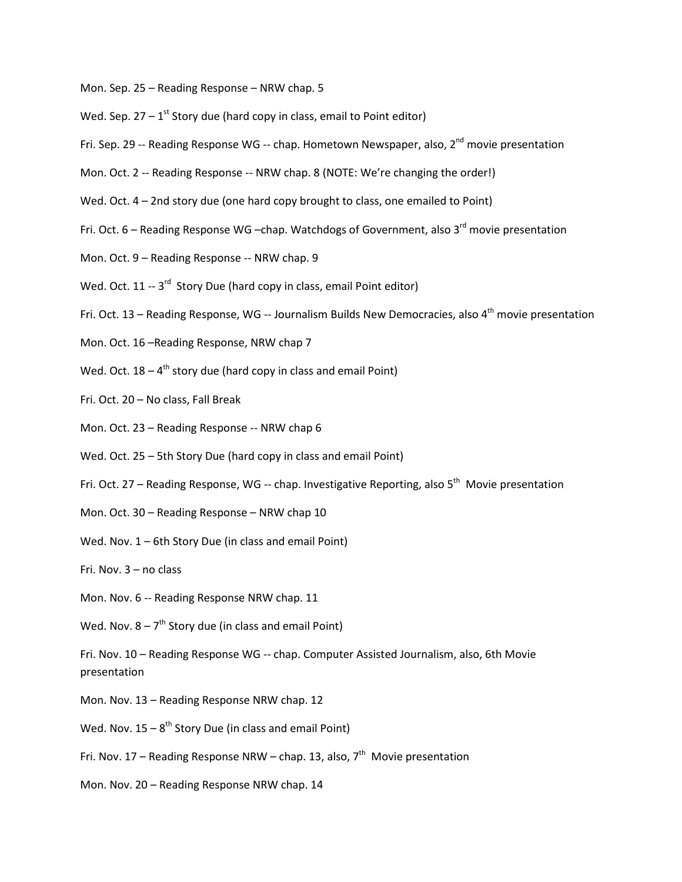Mon. Sep. 25 – Reading Response – NRW chap. 5

Wed. Sep. 27 – 1st Story due (hard copy in class, email to Point editor)

Fri. Sep. 29 -- Reading Response WG -- chap. Hometown Newspaper, also, 2nd movie presentation

Mon. Oct. 2 -- Reading Response -- NRW chap. 8 (NOTE: We're changing the order!)

Wed. Oct. 4 – 2nd story due (one hard copy brought to class, one emailed to Point)

Fri. Oct. 6 – Reading Response WG –chap. Watchdogs of Government, also 3rd movie presentation

Mon. Oct. 9 – Reading Response -- NRW chap. 9

Wed. Oct. 11 -- 3rd Story Due (hard copy in class, email Point editor)

Fri. Oct. 13 – Reading Response, WG -- Journalism Builds New Democracies, also 4th movie presentation

Mon. Oct. 16 –Reading Response, NRW chap 7

Wed. Oct. 18 – 4th story due (hard copy in class and email Point)

Fri. Oct. 20 – No class, Fall Break

Mon. Oct. 23 – Reading Response -- NRW chap 6

Wed. Oct. 25 – 5th Story Due (hard copy in class and email Point)

Fri. Oct. 27 – Reading Response, WG -- chap. Investigative Reporting, also 5th Movie presentation

Mon. Oct. 30 – Reading Response – NRW chap 10

Wed. Nov. 1 – 6th Story Due (in class and email Point)

Fri. Nov. 3 – no class

Mon. Nov. 6 -- Reading Response NRW chap. 11

Wed. Nov. 8 – 7th Story due (in class and email Point)

Fri. Nov. 10 – Reading Response WG -- chap. Computer Assisted Journalism, also, 6th Movie presentation

Mon. Nov. 13 – Reading Response NRW chap. 12

Wed. Nov. 15 – 8th Story Due (in class and email Point)

Fri. Nov. 17 – Reading Response NRW – chap. 13, also, 7th Movie presentation

Mon. Nov. 20 – Reading Response NRW chap. 14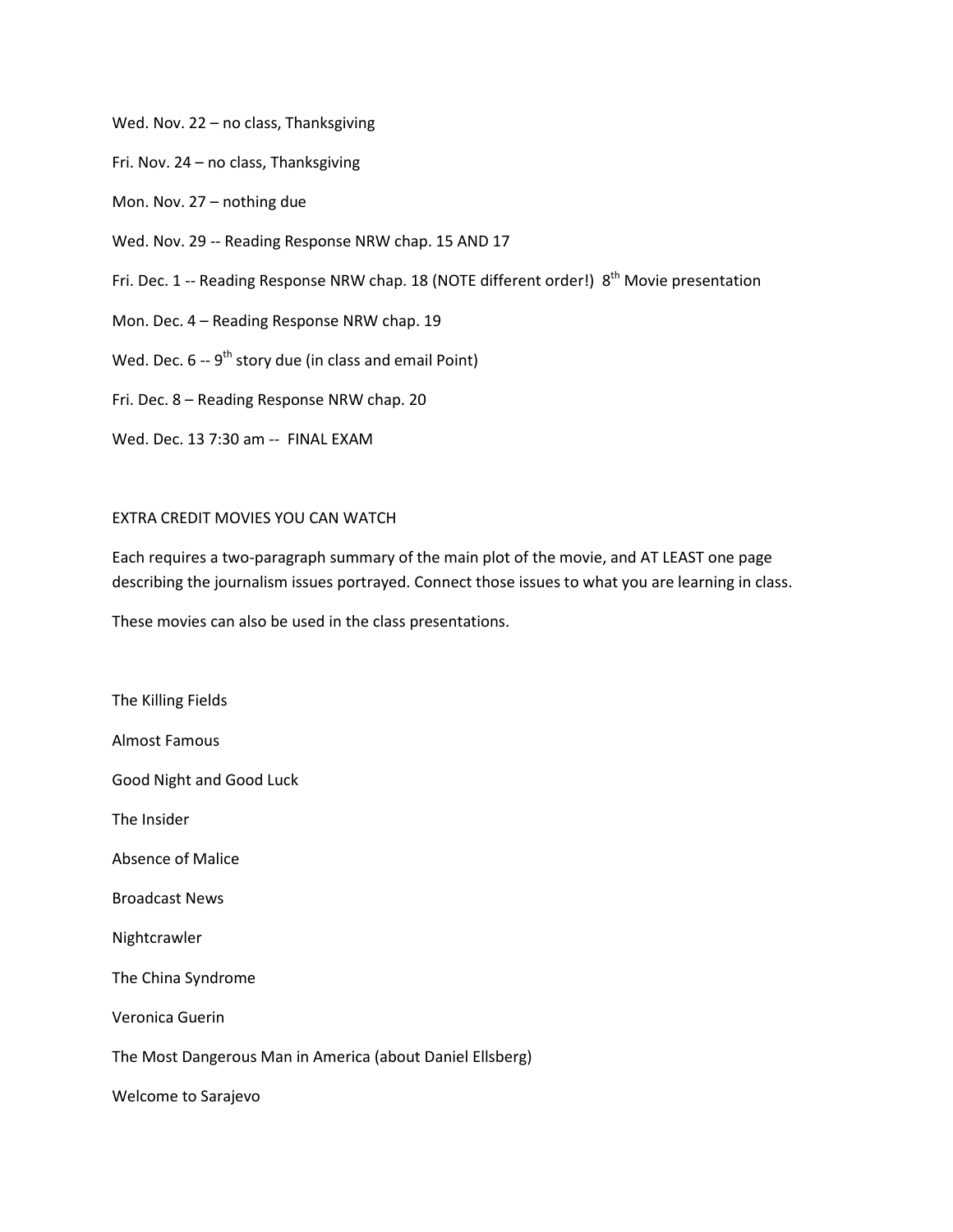Wed. Nov. 22 – no class, Thanksgiving

Fri. Nov. 24 – no class, Thanksgiving

Mon. Nov. 27 – nothing due

Wed. Nov. 29 -- Reading Response NRW chap. 15 AND 17

Fri. Dec. 1 -- Reading Response NRW chap. 18 (NOTE different order!) 8th Movie presentation

Mon. Dec. 4 – Reading Response NRW chap. 19

Wed. Dec. 6 -- 9th story due (in class and email Point)

Fri. Dec. 8 – Reading Response NRW chap. 20

Wed. Dec. 13 7:30 am -- FINAL EXAM

EXTRA CREDIT MOVIES YOU CAN WATCH

Each requires a two-paragraph summary of the main plot of the movie, and AT LEAST one page describing the journalism issues portrayed. Connect those issues to what you are learning in class.

These movies can also be used in the class presentations.

The Killing Fields

Almost Famous

Good Night and Good Luck

The Insider

Absence of Malice

Broadcast News

Nightcrawler

The China Syndrome

Veronica Guerin

The Most Dangerous Man in America (about Daniel Ellsberg)

Welcome to Sarajevo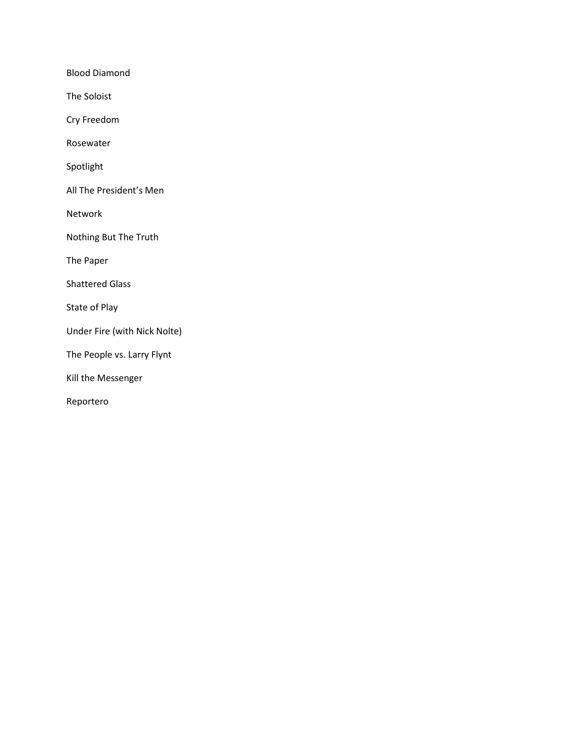Blood Diamond

The Soloist

Cry Freedom

Rosewater

Spotlight

All The President's Men

Network

Nothing But The Truth

The Paper

Shattered Glass

State of Play

Under Fire (with Nick Nolte)

The People vs. Larry Flynt

Kill the Messenger

Reportero